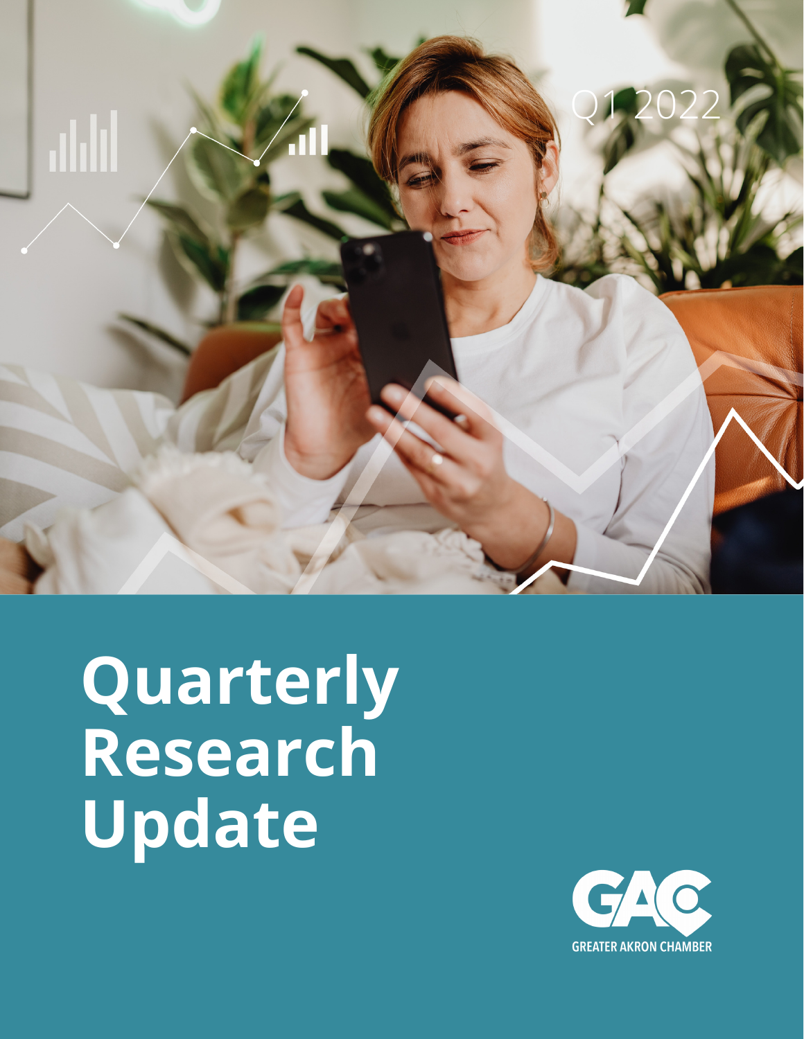Q1 2022

# Quarterly Research Update

GREATER AKRON CHAMBER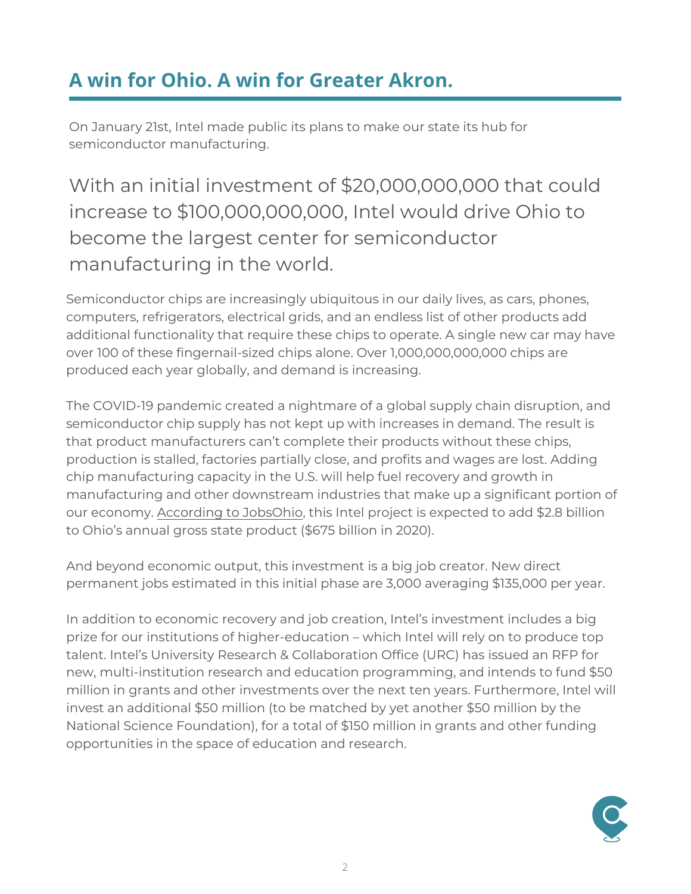## A win for Ohio. A win for Greater Akron.

On January 21st, Intel made public its plans to make our state its hub for semiconductor manufacturing.

### With an initial investment of $20,000,000,000 that could increase to $100,000,000,000, Intel would drive Ohio to become the largest center for semiconductor manufacturing in the world.

Semiconductor chips are increasingly ubiquitous in our daily lives, as cars, phones, computers, refrigerators, electrical grids, and an endless list of other products add additional functionality that require these chips to operate. A single new car may have over 100 of these fingernail-sized chips alone. Over 1,000,000,000,000 chips are produced each year globally, and demand is increasing.

The COVID-19 pandemic created a nightmare of a global supply chain disruption, and semiconductor chip supply has not kept up with increases in demand. The result is that product manufacturers can't complete their products without these chips, production is stalled, factories partially close, and profits and wages are lost. Adding chip manufacturing capacity in the U.S. will help fuel recovery and growth in manufacturing and other downstream industries that make up a significant portion of our economy. According to JobsOhio, this Intel project is expected to add $2.8 billion to Ohio's annual gross state product ($675 billion in 2020).

And beyond economic output, this investment is a big job creator. New direct permanent jobs estimated in this initial phase are 3,000 averaging $135,000 per year.

In addition to economic recovery and job creation, Intel's investment includes a big prize for our institutions of higher-education – which Intel will rely on to produce top talent. Intel's University Research & Collaboration Office (URC) has issued an RFP for new, multi-institution research and education programming, and intends to fund $50 million in grants and other investments over the next ten years. Furthermore, Intel will invest an additional $50 million (to be matched by yet another $50 million by the National Science Foundation), for a total of $150 million in grants and other funding opportunities in the space of education and research.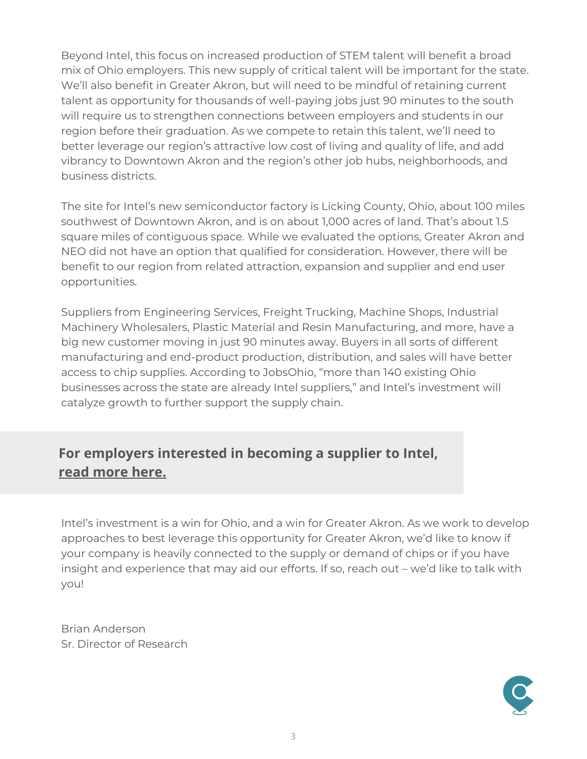Beyond Intel, this focus on increased production of STEM talent will benefit a broad mix of Ohio employers. This new supply of critical talent will be important for the state. We'll also benefit in Greater Akron, but will need to be mindful of retaining current talent as opportunity for thousands of well-paying jobs just 90 minutes to the south will require us to strengthen connections between employers and students in our region before their graduation. As we compete to retain this talent, we'll need to better leverage our region's attractive low cost of living and quality of life, and add vibrancy to Downtown Akron and the region's other job hubs, neighborhoods, and business districts.

The site for Intel's new semiconductor factory is Licking County, Ohio, about 100 miles southwest of Downtown Akron, and is on about 1,000 acres of land. That's about 1.5 square miles of contiguous space. While we evaluated the options, Greater Akron and NEO did not have an option that qualified for consideration. However, there will be benefit to our region from related attraction, expansion and supplier and end user opportunities.

Suppliers from Engineering Services, Freight Trucking, Machine Shops, Industrial Machinery Wholesalers, Plastic Material and Resin Manufacturing, and more, have a big new customer moving in just 90 minutes away. Buyers in all sorts of different manufacturing and end-product production, distribution, and sales will have better access to chip supplies. According to JobsOhio, "more than 140 existing Ohio businesses across the state are already Intel suppliers," and Intel's investment will catalyze growth to further support the supply chain.

**For employers interested in becoming a supplier to Intel, read more here.**

Intel's investment is a win for Ohio, and a win for Greater Akron. As we work to develop approaches to best leverage this opportunity for Greater Akron, we'd like to know if your company is heavily connected to the supply or demand of chips or if you have insight and experience that may aid our efforts. If so, reach out – we'd like to talk with you!

Brian Anderson
Sr. Director of Research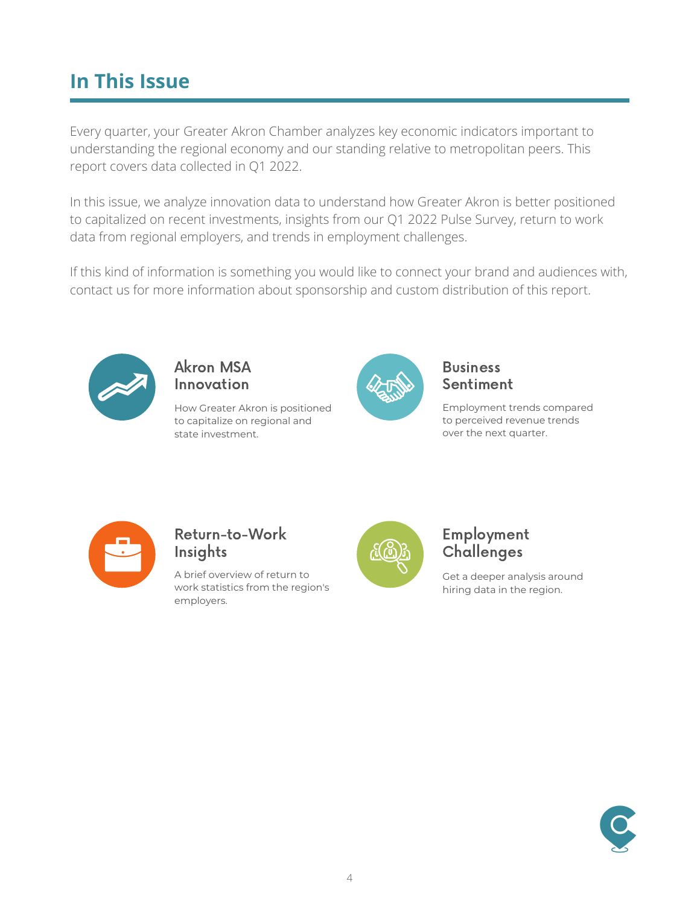# In This Issue

Every quarter, your Greater Akron Chamber analyzes key economic indicators important to understanding the regional economy and our standing relative to metropolitan peers. This report covers data collected in Q1 2022.

In this issue, we analyze innovation data to understand how Greater Akron is better positioned to capitalized on recent investments, insights from our Q1 2022 Pulse Survey, return to work data from regional employers, and trends in employment challenges.

If this kind of information is something you would like to connect your brand and audiences with, contact us for more information about sponsorship and custom distribution of this report.

### Akron MSA Innovation

How Greater Akron is positioned to capitalize on regional and state investment.

### Business Sentiment

Employment trends compared to perceived revenue trends over the next quarter.

### Return-to-Work Insights

A brief overview of return to work statistics from the region's employers.

### Employment Challenges

Get a deeper analysis around hiring data in the region.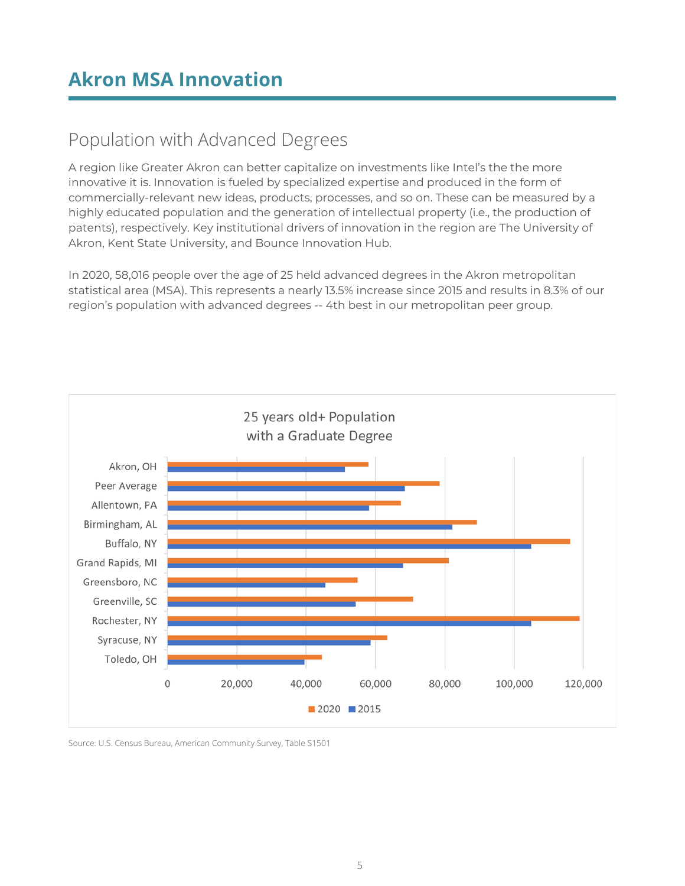# Akron MSA Innovation

## Population with Advanced Degrees

A region like Greater Akron can better capitalize on investments like Intel's the the more innovative it is. Innovation is fueled by specialized expertise and produced in the form of commercially-relevant new ideas, products, processes, and so on. These can be measured by a highly educated population and the generation of intellectual property (i.e., the production of patents), respectively. Key institutional drivers of innovation in the region are The University of Akron, Kent State University, and Bounce Innovation Hub.

In 2020, 58,016 people over the age of 25 held advanced degrees in the Akron metropolitan statistical area (MSA). This represents a nearly 13.5% increase since 2015 and results in 8.3% of our region's population with advanced degrees -- 4th best in our metropolitan peer group.

25 years old+ Population with a Graduate Degree

(Bar chart comparing 2020 and 2015 for: Akron, OH; Peer Average; Allentown, PA; Birmingham, AL; Buffalo, NY; Grand Rapids, MI; Greensboro, NC; Greenville, SC; Rochester, NY; Syracuse, NY; Toledo, OH. Axis: 0 to 120,000.)

Source: U.S. Census Bureau, American Community Survey, Table S1501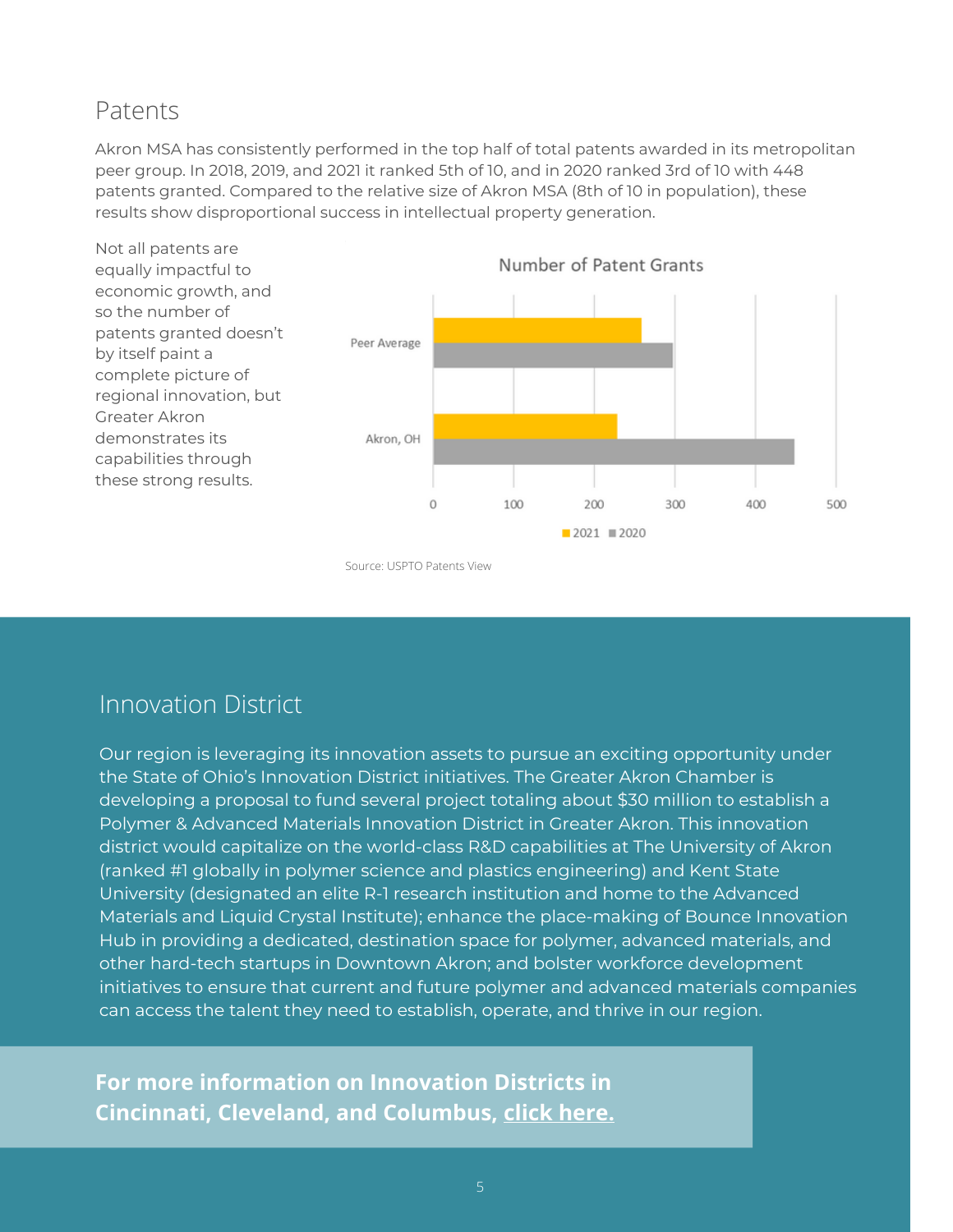## Patents

Akron MSA has consistently performed in the top half of total patents awarded in its metropolitan peer group. In 2018, 2019, and 2021 it ranked 5th of 10, and in 2020 ranked 3rd of 10 with 448 patents granted. Compared to the relative size of Akron MSA (8th of 10 in population), these results show disproportional success in intellectual property generation.

Not all patents are equally impactful to economic growth, and so the number of patents granted doesn't by itself paint a complete picture of regional innovation, but Greater Akron demonstrates its capabilities through these strong results.

Number of Patent Grants

Peer Average

Akron, OH

0 100 200 300 400 500

2021 2020

Source: USPTO Patents View

## Innovation District

Our region is leveraging its innovation assets to pursue an exciting opportunity under the State of Ohio's Innovation District initiatives. The Greater Akron Chamber is developing a proposal to fund several project totaling about $30 million to establish a Polymer & Advanced Materials Innovation District in Greater Akron. This innovation district would capitalize on the world-class R&D capabilities at The University of Akron (ranked #1 globally in polymer science and plastics engineering) and Kent State University (designated an elite R-1 research institution and home to the Advanced Materials and Liquid Crystal Institute); enhance the place-making of Bounce Innovation Hub in providing a dedicated, destination space for polymer, advanced materials, and other hard-tech startups in Downtown Akron; and bolster workforce development initiatives to ensure that current and future polymer and advanced materials companies can access the talent they need to establish, operate, and thrive in our region.

**For more information on Innovation Districts in Cincinnati, Cleveland, and Columbus, click here.**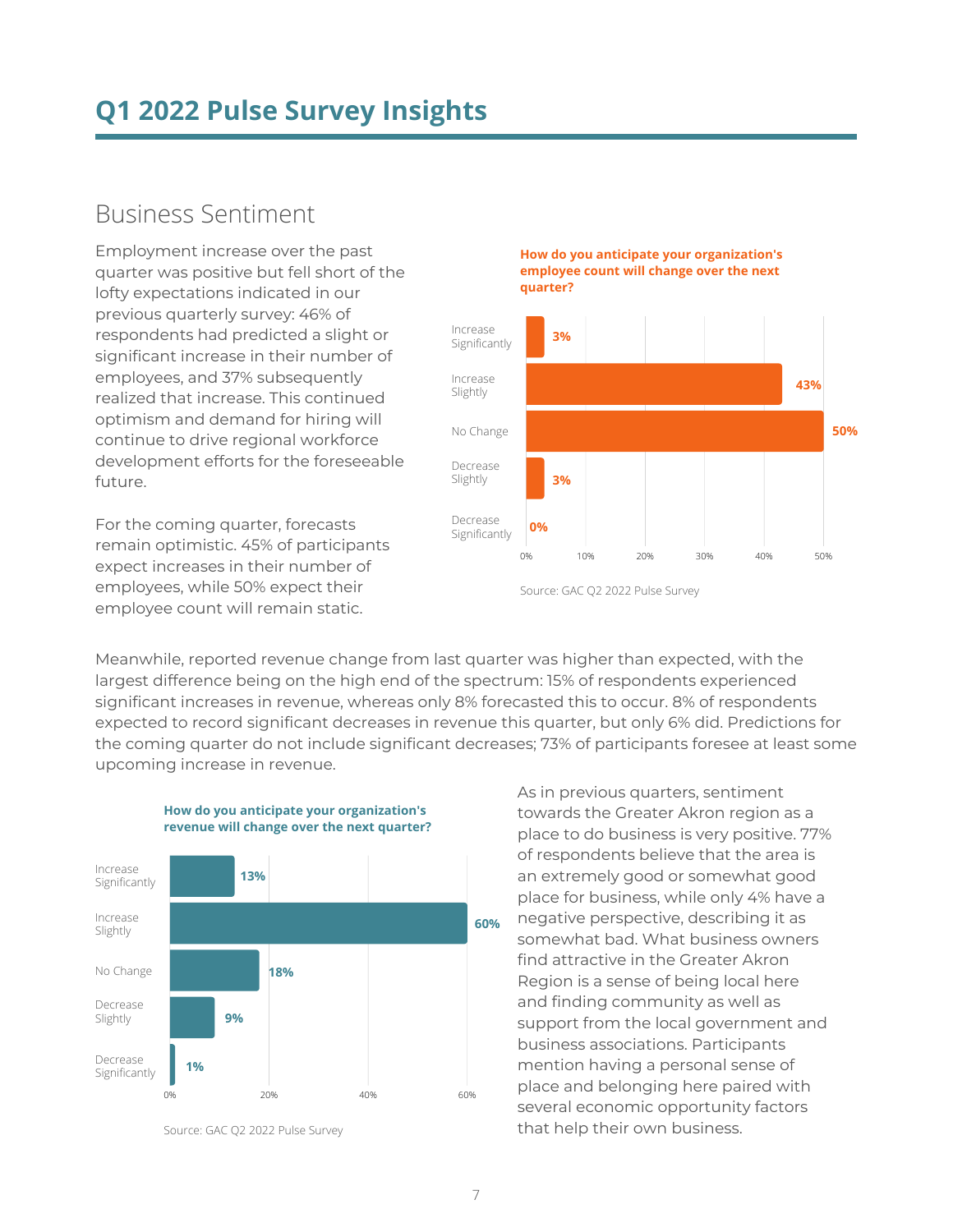# Q1 2022 Pulse Survey Insights

## Business Sentiment

Employment increase over the past quarter was positive but fell short of the lofty expectations indicated in our previous quarterly survey: 46% of respondents had predicted a slight or significant increase in their number of employees, and 37% subsequently realized that increase. This continued optimism and demand for hiring will continue to drive regional workforce development efforts for the foreseeable future.

For the coming quarter, forecasts remain optimistic. 45% of participants expect increases in their number of employees, while 50% expect their employee count will remain static.

**How do you anticipate your organization's employee count will change over the next quarter?**

| Response | Percent |
|---|---|
| Increase Significantly | 3% |
| Increase Slightly | 43% |
| No Change | 50% |
| Decrease Slightly | 3% |
| Decrease Significantly | 0% |

Source: GAC Q2 2022 Pulse Survey

Meanwhile, reported revenue change from last quarter was higher than expected, with the largest difference being on the high end of the spectrum: 15% of respondents experienced significant increases in revenue, whereas only 8% forecasted this to occur. 8% of respondents expected to record significant decreases in revenue this quarter, but only 6% did. Predictions for the coming quarter do not include significant decreases; 73% of participants foresee at least some upcoming increase in revenue.

**How do you anticipate your organization's revenue will change over the next quarter?**

| Response | Percent |
|---|---|
| Increase Significantly | 13% |
| Increase Slightly | 60% |
| No Change | 18% |
| Decrease Slightly | 9% |
| Decrease Significantly | 1% |

Source: GAC Q2 2022 Pulse Survey

As in previous quarters, sentiment towards the Greater Akron region as a place to do business is very positive. 77% of respondents believe that the area is an extremely good or somewhat good place for business, while only 4% have a negative perspective, describing it as somewhat bad. What business owners find attractive in the Greater Akron Region is a sense of being local here and finding community as well as support from the local government and business associations. Participants mention having a personal sense of place and belonging here paired with several economic opportunity factors that help their own business.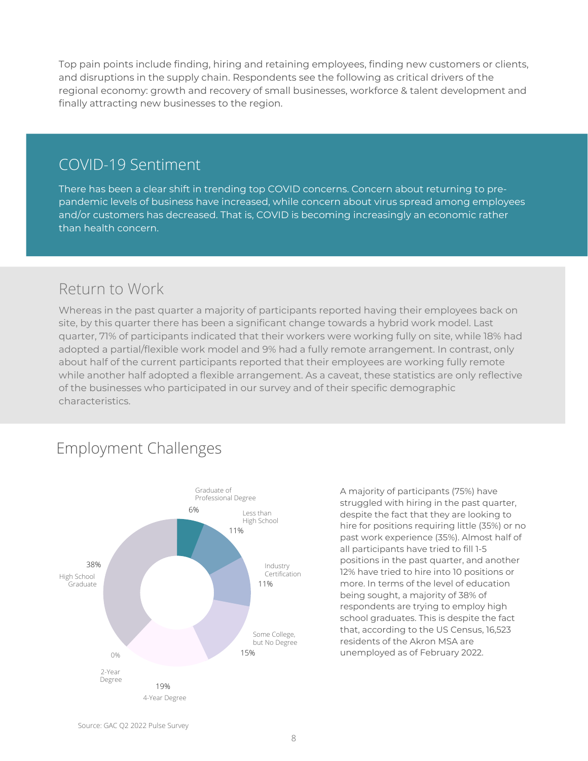Top pain points include finding, hiring and retaining employees, finding new customers or clients, and disruptions in the supply chain. Respondents see the following as critical drivers of the regional economy: growth and recovery of small businesses, workforce & talent development and finally attracting new businesses to the region.

## COVID-19 Sentiment

There has been a clear shift in trending top COVID concerns. Concern about returning to pre-pandemic levels of business have increased, while concern about virus spread among employees and/or customers has decreased. That is, COVID is becoming increasingly an economic rather than health concern.

## Return to Work

Whereas in the past quarter a majority of participants reported having their employees back on site, by this quarter there has been a significant change towards a hybrid work model. Last quarter, 71% of participants indicated that their workers were working fully on site, while 18% had adopted a partial/flexible work model and 9% had a fully remote arrangement. In contrast, only about half of the current participants reported that their employees are working fully remote while another half adopted a flexible arrangement. As a caveat, these statistics are only reflective of the businesses who participated in our survey and of their specific demographic characteristics.

## Employment Challenges

| Education Level | Percentage |
|---|---|
| Graduate of Professional Degree | 6% |
| Less than High School | 11% |
| Industry Certification | 11% |
| Some College, but No Degree | 15% |
| 4-Year Degree | 19% |
| 2-Year Degree | 0% |
| High School Graduate | 38% |

Source: GAC Q2 2022 Pulse Survey

A majority of participants (75%) have struggled with hiring in the past quarter, despite the fact that they are looking to hire for positions requiring little (35%) or no past work experience (35%). Almost half of all participants have tried to fill 1-5 positions in the past quarter, and another 12% have tried to hire into 10 positions or more. In terms of the level of education being sought, a majority of 38% of respondents are trying to employ high school graduates. This is despite the fact that, according to the US Census, 16,523 residents of the Akron MSA are unemployed as of February 2022.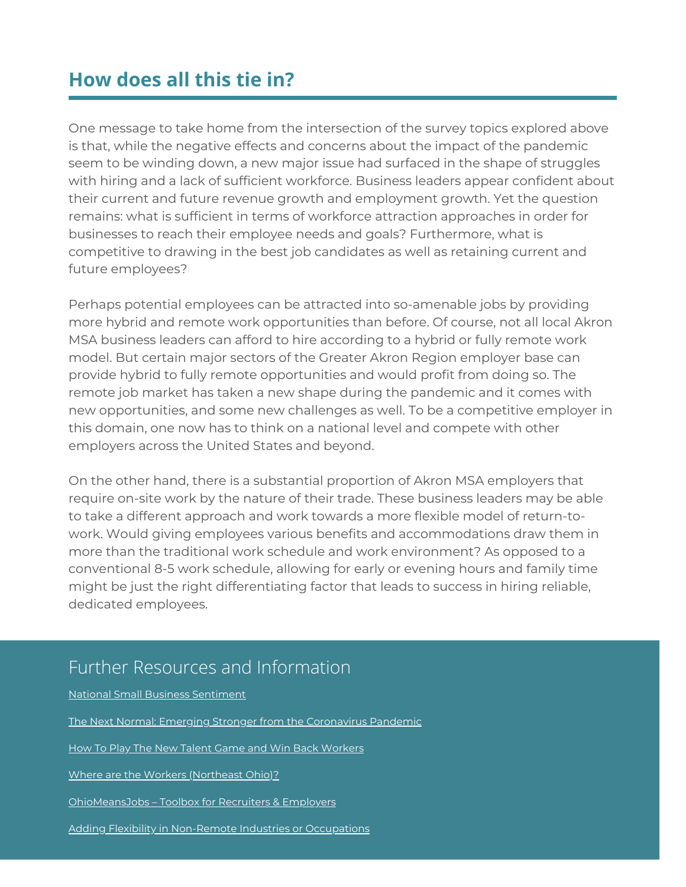## How does all this tie in?

One message to take home from the intersection of the survey topics explored above is that, while the negative effects and concerns about the impact of the pandemic seem to be winding down, a new major issue had surfaced in the shape of struggles with hiring and a lack of sufficient workforce. Business leaders appear confident about their current and future revenue growth and employment growth. Yet the question remains: what is sufficient in terms of workforce attraction approaches in order for businesses to reach their employee needs and goals? Furthermore, what is competitive to drawing in the best job candidates as well as retaining current and future employees?

Perhaps potential employees can be attracted into so-amenable jobs by providing more hybrid and remote work opportunities than before. Of course, not all local Akron MSA business leaders can afford to hire according to a hybrid or fully remote work model. But certain major sectors of the Greater Akron Region employer base can provide hybrid to fully remote opportunities and would profit from doing so. The remote job market has taken a new shape during the pandemic and it comes with new opportunities, and some new challenges as well. To be a competitive employer in this domain, one now has to think on a national level and compete with other employers across the United States and beyond.

On the other hand, there is a substantial proportion of Akron MSA employers that require on-site work by the nature of their trade. These business leaders may be able to take a different approach and work towards a more flexible model of return-to-work. Would giving employees various benefits and accommodations draw them in more than the traditional work schedule and work environment? As opposed to a conventional 8-5 work schedule, allowing for early or evening hours and family time might be just the right differentiating factor that leads to success in hiring reliable, dedicated employees.

## Further Resources and Information

National Small Business Sentiment

The Next Normal: Emerging Stronger from the Coronavirus Pandemic

How To Play The New Talent Game and Win Back Workers

Where are the Workers (Northeast Ohio)?

OhioMeansJobs – Toolbox for Recruiters & Employers

Adding Flexibility in Non-Remote Industries or Occupations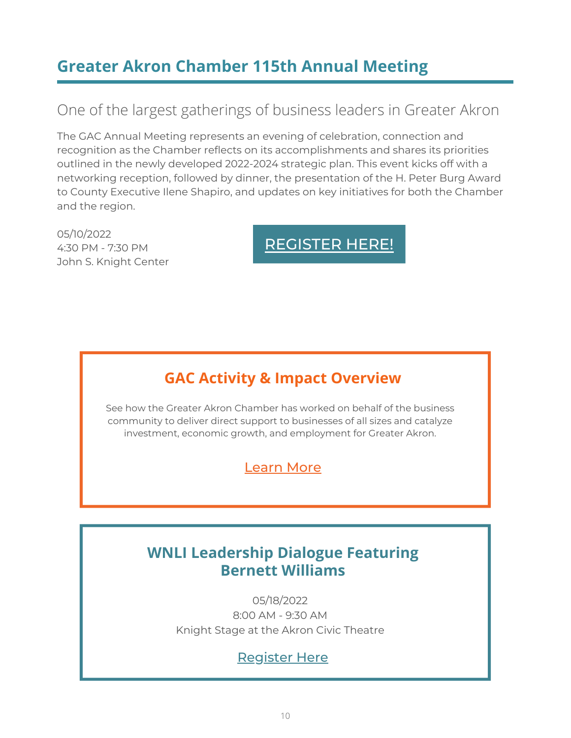## Greater Akron Chamber 115th Annual Meeting

### One of the largest gatherings of business leaders in Greater Akron

The GAC Annual Meeting represents an evening of celebration, connection and recognition as the Chamber reflects on its accomplishments and shares its priorities outlined in the newly developed 2022-2024 strategic plan. This event kicks off with a networking reception, followed by dinner, the presentation of the H. Peter Burg Award to County Executive Ilene Shapiro, and updates on key initiatives for both the Chamber and the region.

05/10/2022
4:30 PM - 7:30 PM
John S. Knight Center

REGISTER HERE!

### GAC Activity & Impact Overview

See how the Greater Akron Chamber has worked on behalf of the business community to deliver direct support to businesses of all sizes and catalyze investment, economic growth, and employment for Greater Akron.

Learn More

### WNLI Leadership Dialogue Featuring Bernett Williams

05/18/2022
8:00 AM - 9:30 AM
Knight Stage at the Akron Civic Theatre

Register Here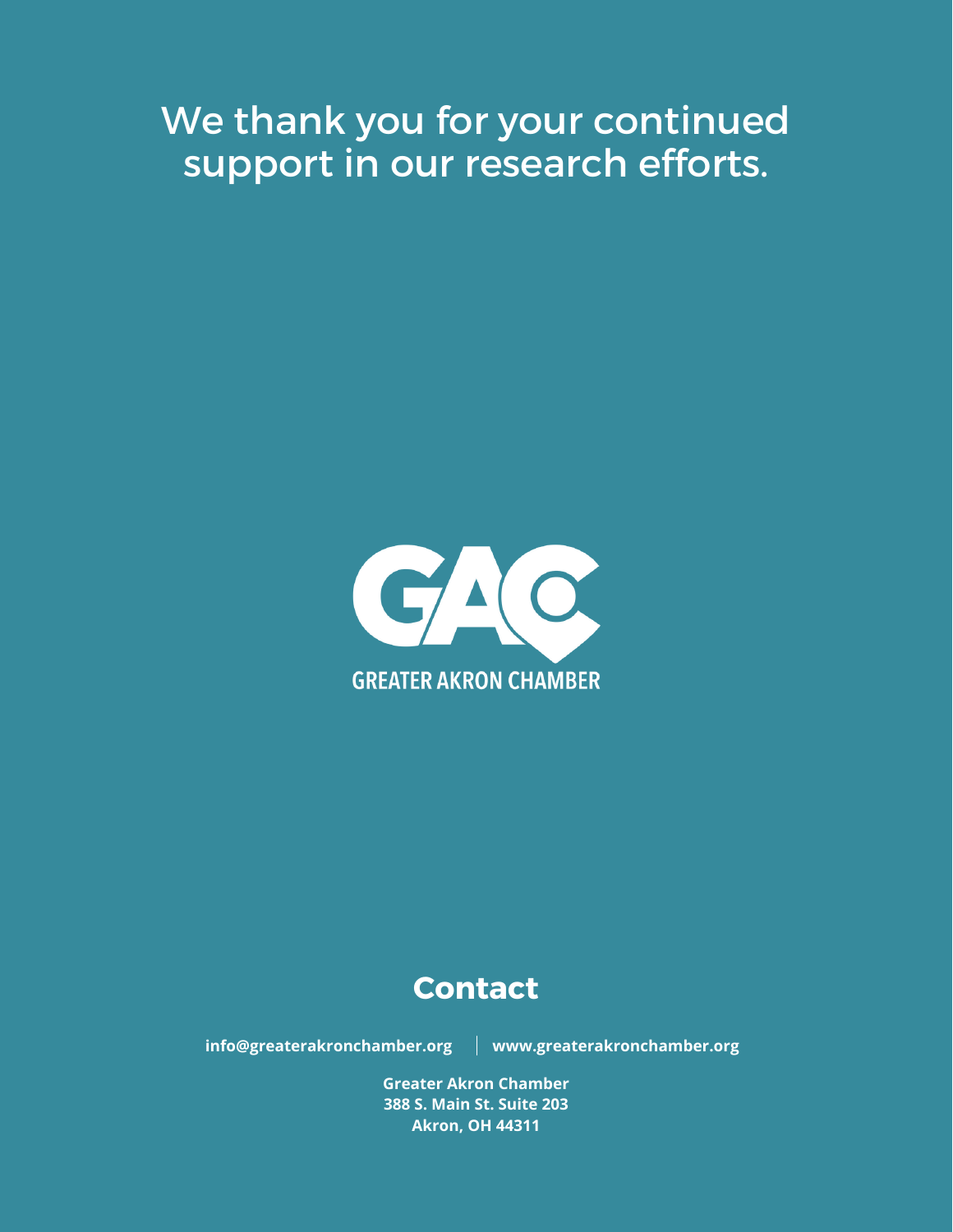# We thank you for your continued support in our research efforts.

GREATER AKRON CHAMBER

## Contact

**info@greaterakronchamber.org** | **www.greaterakronchamber.org**

**Greater Akron Chamber**
**388 S. Main St. Suite 203**
**Akron, OH 44311**